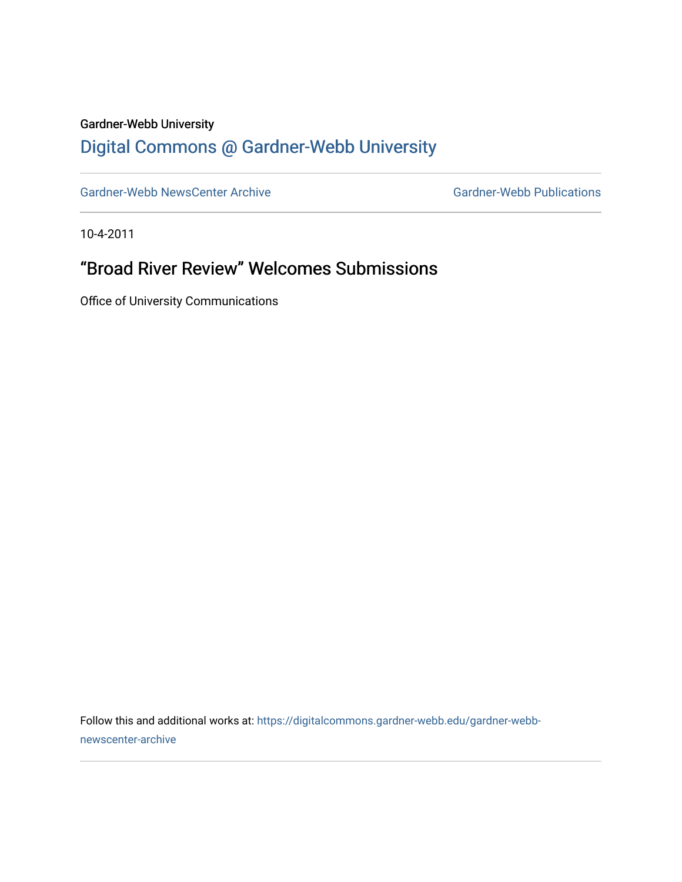Gardner-Webb University

# Digital Commons @ Gardner-Webb University

Gardner-Webb NewsCenter Archive

Gardner-Webb Publications

10-4-2011

## “Broad River Review” Welcomes Submissions

Office of University Communications

Follow this and additional works at: https://digitalcommons.gardner-webb.edu/gardner-webb-newscenter-archive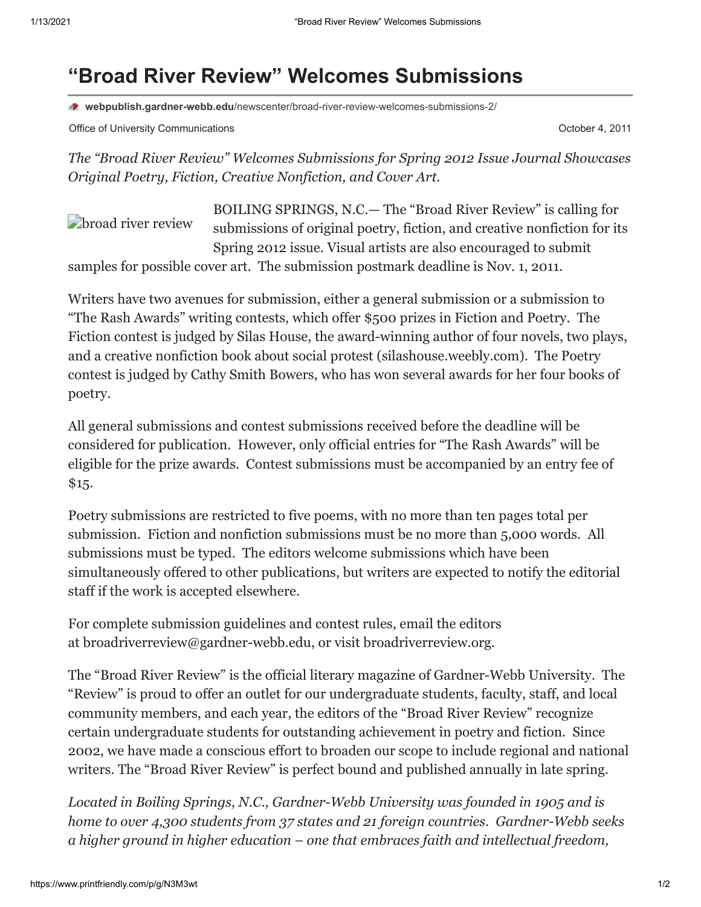# "Broad River Review" Welcomes Submissions

webpublish.gardner-webb.edu/newscenter/broad-river-review-welcomes-submissions-2/

Office of University Communications

October 4, 2011

*The "Broad River Review" Welcomes Submissions for Spring 2012 Issue Journal Showcases Original Poetry, Fiction, Creative Nonfiction, and Cover Art.*

BOILING SPRINGS, N.C.— The "Broad River Review" is calling for submissions of original poetry, fiction, and creative nonfiction for its Spring 2012 issue. Visual artists are also encouraged to submit samples for possible cover art. The submission postmark deadline is Nov. 1, 2011.

Writers have two avenues for submission, either a general submission or a submission to "The Rash Awards" writing contests, which offer $500 prizes in Fiction and Poetry. The Fiction contest is judged by Silas House, the award-winning author of four novels, two plays, and a creative nonfiction book about social protest (silashouse.weebly.com). The Poetry contest is judged by Cathy Smith Bowers, who has won several awards for her four books of poetry.

All general submissions and contest submissions received before the deadline will be considered for publication. However, only official entries for "The Rash Awards" will be eligible for the prize awards. Contest submissions must be accompanied by an entry fee of $15.

Poetry submissions are restricted to five poems, with no more than ten pages total per submission. Fiction and nonfiction submissions must be no more than 5,000 words. All submissions must be typed. The editors welcome submissions which have been simultaneously offered to other publications, but writers are expected to notify the editorial staff if the work is accepted elsewhere.

For complete submission guidelines and contest rules, email the editors at broadriverreview@gardner-webb.edu, or visit broadriverreview.org.

The "Broad River Review" is the official literary magazine of Gardner-Webb University. The "Review" is proud to offer an outlet for our undergraduate students, faculty, staff, and local community members, and each year, the editors of the "Broad River Review" recognize certain undergraduate students for outstanding achievement in poetry and fiction. Since 2002, we have made a conscious effort to broaden our scope to include regional and national writers. The "Broad River Review" is perfect bound and published annually in late spring.

*Located in Boiling Springs, N.C., Gardner-Webb University was founded in 1905 and is home to over 4,300 students from 37 states and 21 foreign countries. Gardner-Webb seeks a higher ground in higher education – one that embraces faith and intellectual freedom,*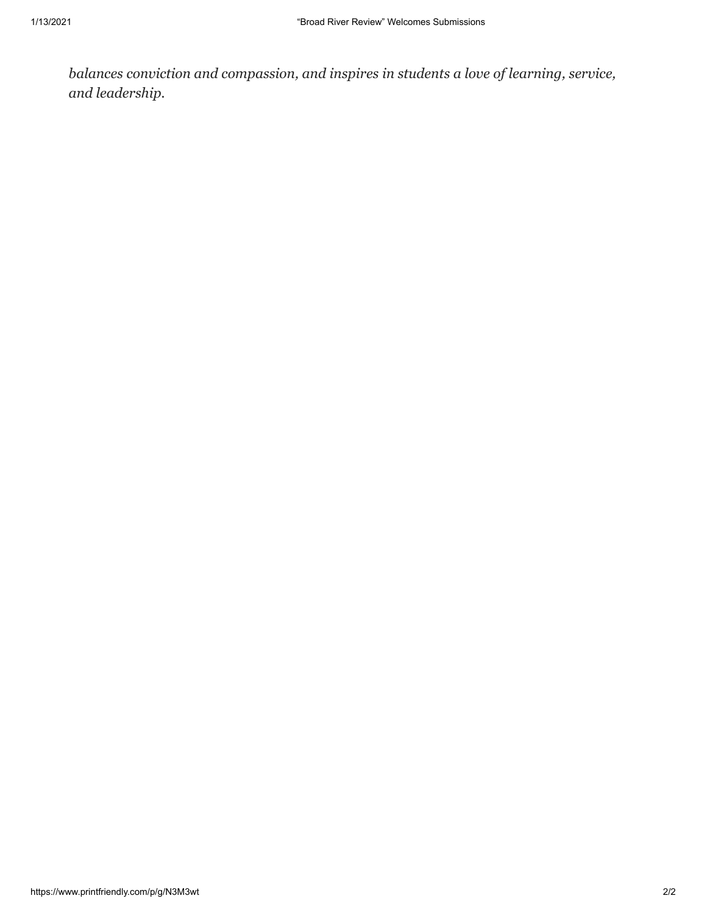*balances conviction and compassion, and inspires in students a love of learning, service, and leadership.*